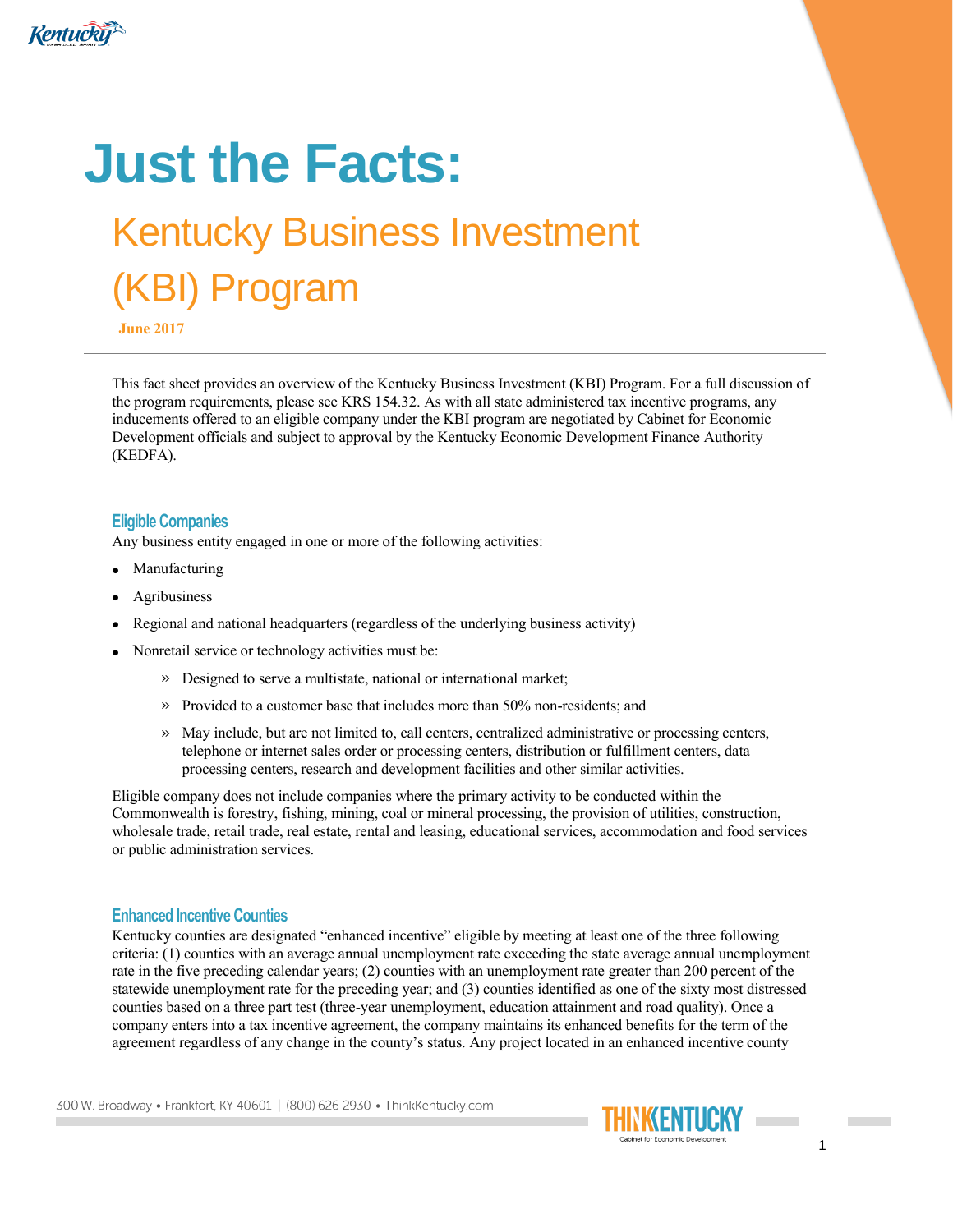# Just the Facts:

## Kentucky Business Investment (KBI) Program

**June 2017**

---

This fact sheet provides an overview of the Kentucky Business Investment (KBI) Program. For a full discussion of the program requirements, please see KRS 154.32. As with all state administered tax incentive programs, any inducements offered to an eligible company under the KBI program are negotiated by Cabinet for Economic Development officials and subject to approval by the Kentucky Economic Development Finance Authority (KEDFA).

### Eligible Companies

Any business entity engaged in one or more of the following activities:

- Manufacturing
- Agribusiness
- Regional and national headquarters (regardless of the underlying business activity)
- Nonretail service or technology activities must be:
  - Designed to serve a multistate, national or international market;
  - Provided to a customer base that includes more than 50% non-residents; and
  - May include, but are not limited to, call centers, centralized administrative or processing centers, telephone or internet sales order or processing centers, distribution or fulfillment centers, data processing centers, research and development facilities and other similar activities.

Eligible company does not include companies where the primary activity to be conducted within the Commonwealth is forestry, fishing, mining, coal or mineral processing, the provision of utilities, construction, wholesale trade, retail trade, real estate, rental and leasing, educational services, accommodation and food services or public administration services.

### Enhanced Incentive Counties

Kentucky counties are designated "enhanced incentive" eligible by meeting at least one of the three following criteria: (1) counties with an average annual unemployment rate exceeding the state average annual unemployment rate in the five preceding calendar years; (2) counties with an unemployment rate greater than 200 percent of the statewide unemployment rate for the preceding year; and (3) counties identified as one of the sixty most distressed counties based on a three part test (three-year unemployment, education attainment and road quality). Once a company enters into a tax incentive agreement, the company maintains its enhanced benefits for the term of the agreement regardless of any change in the county's status. Any project located in an enhanced incentive county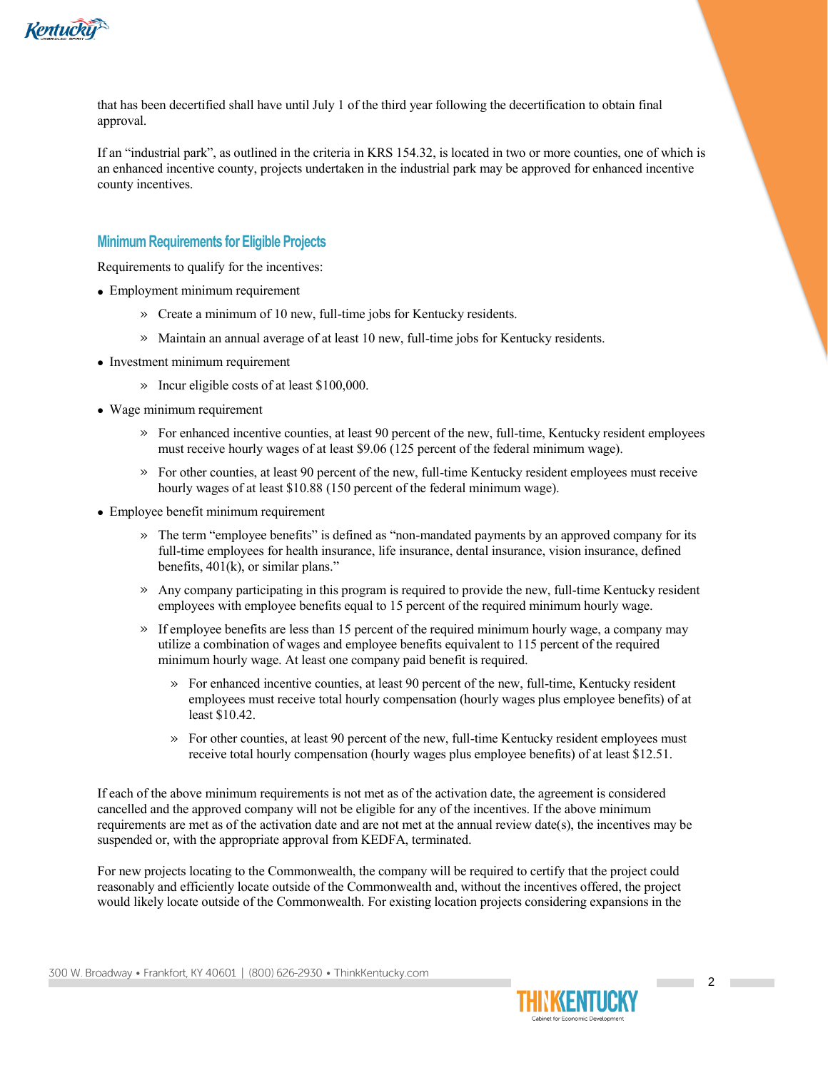that has been decertified shall have until July 1 of the third year following the decertification to obtain final approval.

If an "industrial park", as outlined in the criteria in KRS 154.32, is located in two or more counties, one of which is an enhanced incentive county, projects undertaken in the industrial park may be approved for enhanced incentive county incentives.

## Minimum Requirements for Eligible Projects

Requirements to qualify for the incentives:

- Employment minimum requirement
  - Create a minimum of 10 new, full-time jobs for Kentucky residents.
  - Maintain an annual average of at least 10 new, full-time jobs for Kentucky residents.
- Investment minimum requirement
  - Incur eligible costs of at least $100,000.
- Wage minimum requirement
  - For enhanced incentive counties, at least 90 percent of the new, full-time, Kentucky resident employees must receive hourly wages of at least $9.06 (125 percent of the federal minimum wage).
  - For other counties, at least 90 percent of the new, full-time Kentucky resident employees must receive hourly wages of at least $10.88 (150 percent of the federal minimum wage).
- Employee benefit minimum requirement
  - The term "employee benefits" is defined as "non-mandated payments by an approved company for its full-time employees for health insurance, life insurance, dental insurance, vision insurance, defined benefits, 401(k), or similar plans."
  - Any company participating in this program is required to provide the new, full-time Kentucky resident employees with employee benefits equal to 15 percent of the required minimum hourly wage.
  - If employee benefits are less than 15 percent of the required minimum hourly wage, a company may utilize a combination of wages and employee benefits equivalent to 115 percent of the required minimum hourly wage. At least one company paid benefit is required.
    - For enhanced incentive counties, at least 90 percent of the new, full-time, Kentucky resident employees must receive total hourly compensation (hourly wages plus employee benefits) of at least $10.42.
    - For other counties, at least 90 percent of the new, full-time Kentucky resident employees must receive total hourly compensation (hourly wages plus employee benefits) of at least $12.51.

If each of the above minimum requirements is not met as of the activation date, the agreement is considered cancelled and the approved company will not be eligible for any of the incentives. If the above minimum requirements are met as of the activation date and are not met at the annual review date(s), the incentives may be suspended or, with the appropriate approval from KEDFA, terminated.

For new projects locating to the Commonwealth, the company will be required to certify that the project could reasonably and efficiently locate outside of the Commonwealth and, without the incentives offered, the project would likely locate outside of the Commonwealth. For existing location projects considering expansions in the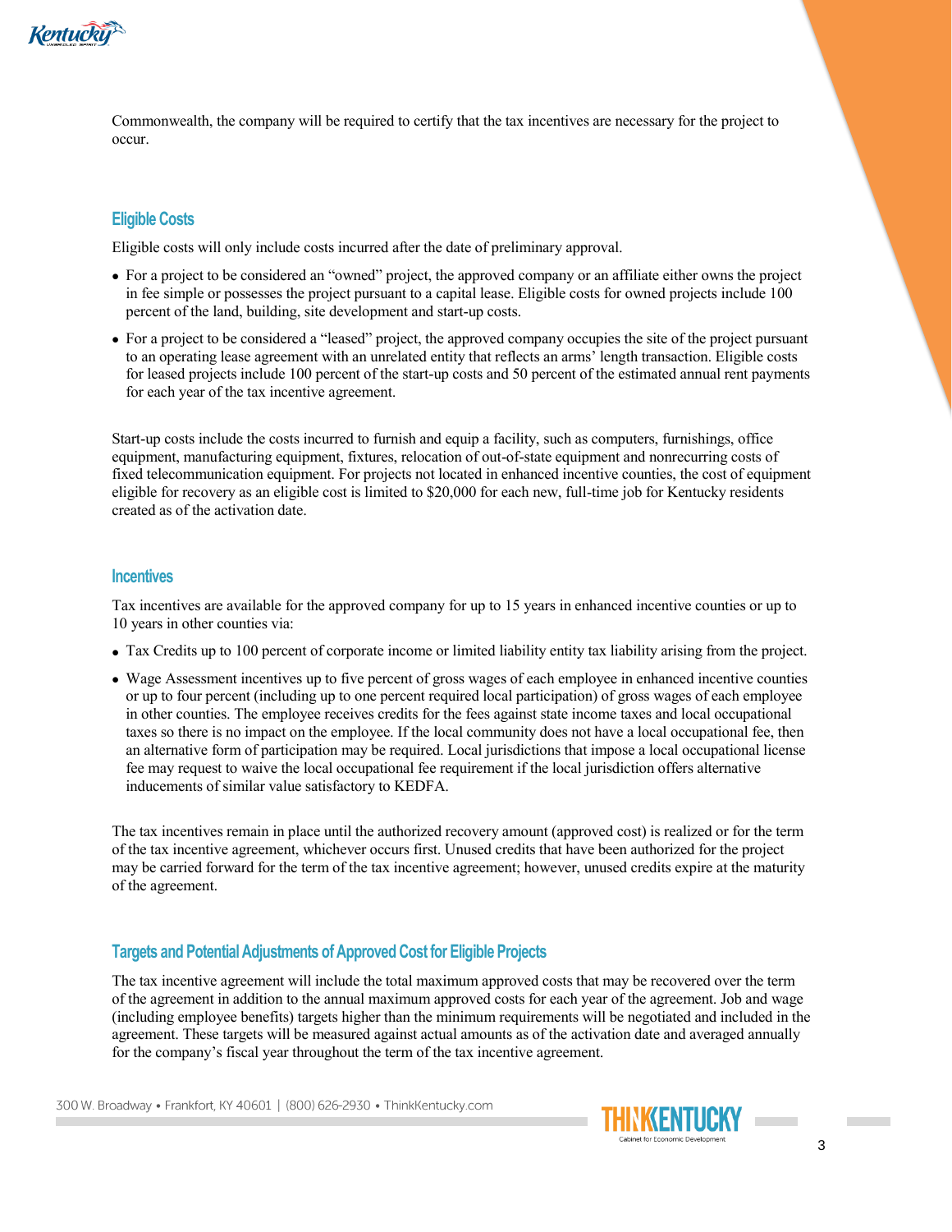Commonwealth, the company will be required to certify that the tax incentives are necessary for the project to occur.

## Eligible Costs

Eligible costs will only include costs incurred after the date of preliminary approval.

- For a project to be considered an "owned" project, the approved company or an affiliate either owns the project in fee simple or possesses the project pursuant to a capital lease. Eligible costs for owned projects include 100 percent of the land, building, site development and start-up costs.
- For a project to be considered a "leased" project, the approved company occupies the site of the project pursuant to an operating lease agreement with an unrelated entity that reflects an arms' length transaction. Eligible costs for leased projects include 100 percent of the start-up costs and 50 percent of the estimated annual rent payments for each year of the tax incentive agreement.

Start-up costs include the costs incurred to furnish and equip a facility, such as computers, furnishings, office equipment, manufacturing equipment, fixtures, relocation of out-of-state equipment and nonrecurring costs of fixed telecommunication equipment. For projects not located in enhanced incentive counties, the cost of equipment eligible for recovery as an eligible cost is limited to $20,000 for each new, full-time job for Kentucky residents created as of the activation date.

## Incentives

Tax incentives are available for the approved company for up to 15 years in enhanced incentive counties or up to 10 years in other counties via:

- Tax Credits up to 100 percent of corporate income or limited liability entity tax liability arising from the project.
- Wage Assessment incentives up to five percent of gross wages of each employee in enhanced incentive counties or up to four percent (including up to one percent required local participation) of gross wages of each employee in other counties. The employee receives credits for the fees against state income taxes and local occupational taxes so there is no impact on the employee. If the local community does not have a local occupational fee, then an alternative form of participation may be required. Local jurisdictions that impose a local occupational license fee may request to waive the local occupational fee requirement if the local jurisdiction offers alternative inducements of similar value satisfactory to KEDFA.

The tax incentives remain in place until the authorized recovery amount (approved cost) is realized or for the term of the tax incentive agreement, whichever occurs first. Unused credits that have been authorized for the project may be carried forward for the term of the tax incentive agreement; however, unused credits expire at the maturity of the agreement.

## Targets and Potential Adjustments of Approved Cost for Eligible Projects

The tax incentive agreement will include the total maximum approved costs that may be recovered over the term of the agreement in addition to the annual maximum approved costs for each year of the agreement. Job and wage (including employee benefits) targets higher than the minimum requirements will be negotiated and included in the agreement. These targets will be measured against actual amounts as of the activation date and averaged annually for the company's fiscal year throughout the term of the tax incentive agreement.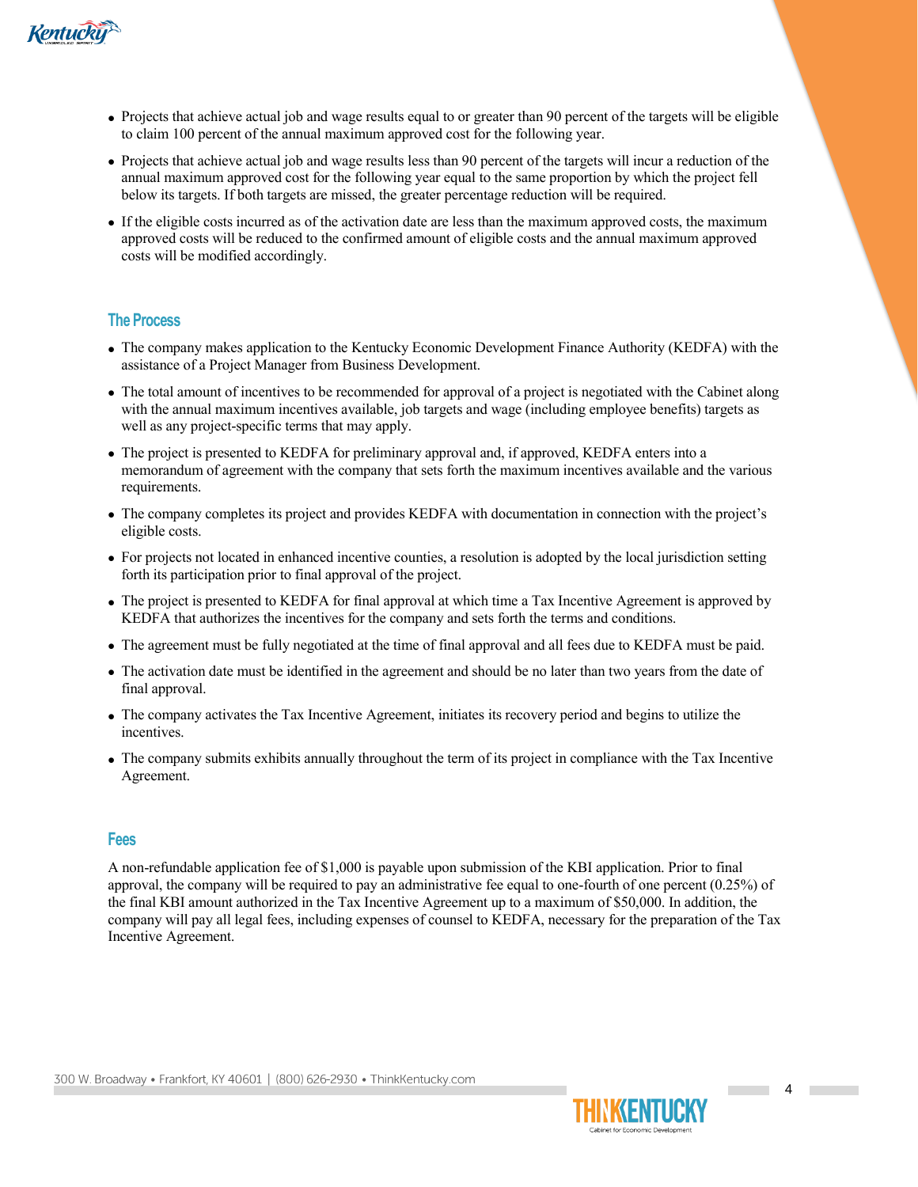- Projects that achieve actual job and wage results equal to or greater than 90 percent of the targets will be eligible to claim 100 percent of the annual maximum approved cost for the following year.
- Projects that achieve actual job and wage results less than 90 percent of the targets will incur a reduction of the annual maximum approved cost for the following year equal to the same proportion by which the project fell below its targets. If both targets are missed, the greater percentage reduction will be required.
- If the eligible costs incurred as of the activation date are less than the maximum approved costs, the maximum approved costs will be reduced to the confirmed amount of eligible costs and the annual maximum approved costs will be modified accordingly.

## The Process

- The company makes application to the Kentucky Economic Development Finance Authority (KEDFA) with the assistance of a Project Manager from Business Development.
- The total amount of incentives to be recommended for approval of a project is negotiated with the Cabinet along with the annual maximum incentives available, job targets and wage (including employee benefits) targets as well as any project-specific terms that may apply.
- The project is presented to KEDFA for preliminary approval and, if approved, KEDFA enters into a memorandum of agreement with the company that sets forth the maximum incentives available and the various requirements.
- The company completes its project and provides KEDFA with documentation in connection with the project's eligible costs.
- For projects not located in enhanced incentive counties, a resolution is adopted by the local jurisdiction setting forth its participation prior to final approval of the project.
- The project is presented to KEDFA for final approval at which time a Tax Incentive Agreement is approved by KEDFA that authorizes the incentives for the company and sets forth the terms and conditions.
- The agreement must be fully negotiated at the time of final approval and all fees due to KEDFA must be paid.
- The activation date must be identified in the agreement and should be no later than two years from the date of final approval.
- The company activates the Tax Incentive Agreement, initiates its recovery period and begins to utilize the incentives.
- The company submits exhibits annually throughout the term of its project in compliance with the Tax Incentive Agreement.

## Fees

A non-refundable application fee of $1,000 is payable upon submission of the KBI application. Prior to final approval, the company will be required to pay an administrative fee equal to one-fourth of one percent (0.25%) of the final KBI amount authorized in the Tax Incentive Agreement up to a maximum of $50,000. In addition, the company will pay all legal fees, including expenses of counsel to KEDFA, necessary for the preparation of the Tax Incentive Agreement.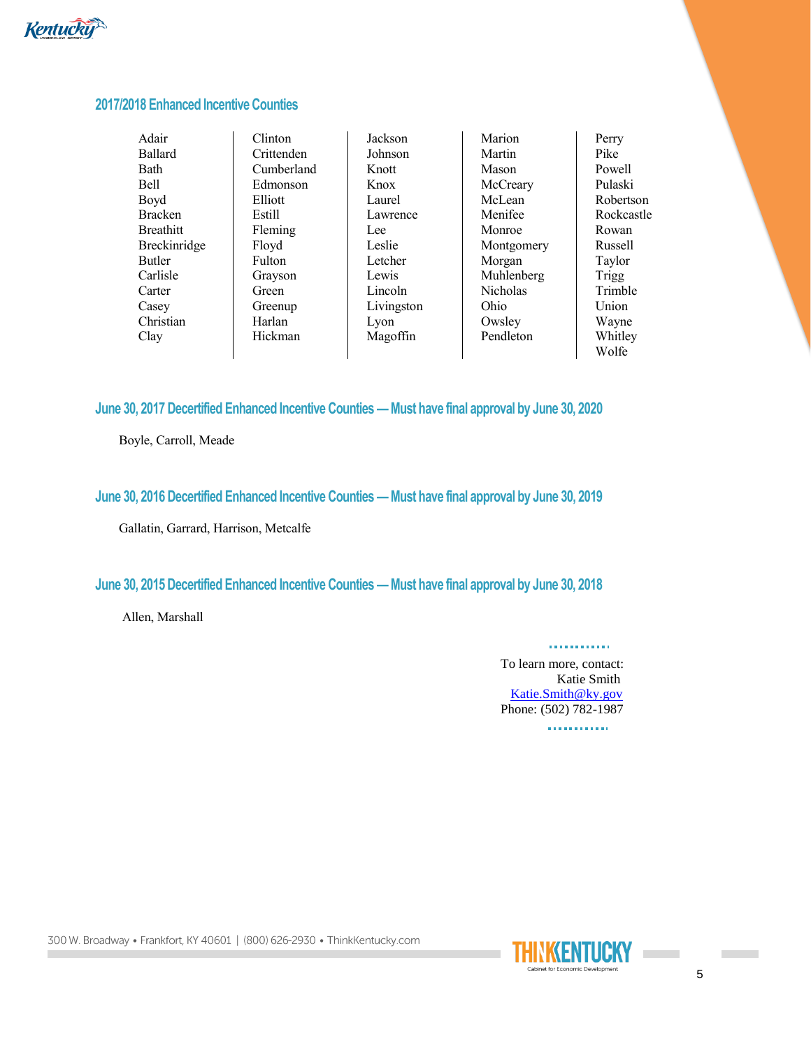## 2017/2018 Enhanced Incentive Counties

| | | | | |
|---|---|---|---|---|
| Adair | Clinton | Jackson | Marion | Perry |
| Ballard | Crittenden | Johnson | Martin | Pike |
| Bath | Cumberland | Knott | Mason | Powell |
| Bell | Edmonson | Knox | McCreary | Pulaski |
| Boyd | Elliott | Laurel | McLean | Robertson |
| Bracken | Estill | Lawrence | Menifee | Rockcastle |
| Breathitt | Fleming | Lee | Monroe | Rowan |
| Breckinridge | Floyd | Leslie | Montgomery | Russell |
| Butler | Fulton | Letcher | Morgan | Taylor |
| Carlisle | Grayson | Lewis | Muhlenberg | Trigg |
| Carter | Green | Lincoln | Nicholas | Trimble |
| Casey | Greenup | Livingston | Ohio | Union |
| Christian | Harlan | Lyon | Owsley | Wayne |
| Clay | Hickman | Magoffin | Pendleton | Whitley |
| | | | | Wolfe |

## June 30, 2017 Decertified Enhanced Incentive Counties — Must have final approval by June 30, 2020

Boyle, Carroll, Meade

## June 30, 2016 Decertified Enhanced Incentive Counties — Must have final approval by June 30, 2019

Gallatin, Garrard, Harrison, Metcalfe

## June 30, 2015 Decertified Enhanced Incentive Counties — Must have final approval by June 30, 2018

Allen, Marshall

To learn more, contact:
Katie Smith
Katie.Smith@ky.gov
Phone: (502) 782-1987